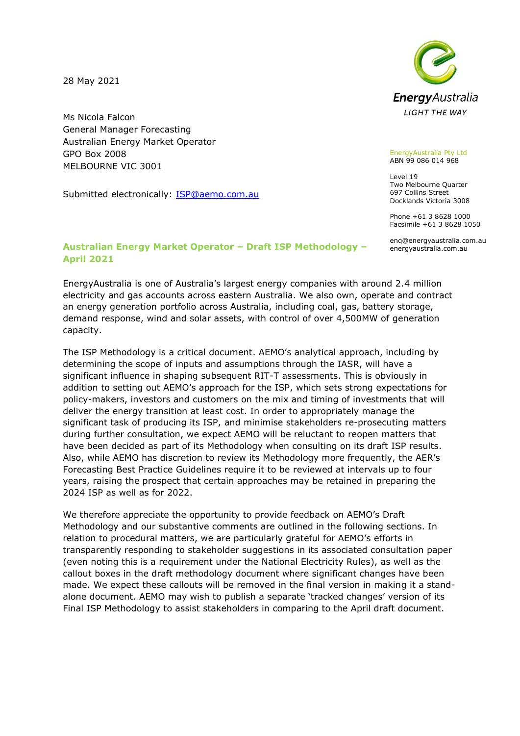28 May 2021

Ms Nicola Falcon
General Manager Forecasting
Australian Energy Market Operator
GPO Box 2008
MELBOURNE VIC 3001

Submitted electronically: ISP@aemo.com.au

EnergyAustralia
LIGHT THE WAY

EnergyAustralia Pty Ltd
ABN 99 086 014 968

Level 19
Two Melbourne Quarter
697 Collins Street
Docklands Victoria 3008

Phone +61 3 8628 1000
Facsimile +61 3 8628 1050

enq@energyaustralia.com.au
energyaustralia.com.au

## Australian Energy Market Operator – Draft ISP Methodology – April 2021

EnergyAustralia is one of Australia's largest energy companies with around 2.4 million electricity and gas accounts across eastern Australia. We also own, operate and contract an energy generation portfolio across Australia, including coal, gas, battery storage, demand response, wind and solar assets, with control of over 4,500MW of generation capacity.

The ISP Methodology is a critical document. AEMO's analytical approach, including by determining the scope of inputs and assumptions through the IASR, will have a significant influence in shaping subsequent RIT-T assessments. This is obviously in addition to setting out AEMO's approach for the ISP, which sets strong expectations for policy-makers, investors and customers on the mix and timing of investments that will deliver the energy transition at least cost. In order to appropriately manage the significant task of producing its ISP, and minimise stakeholders re-prosecuting matters during further consultation, we expect AEMO will be reluctant to reopen matters that have been decided as part of its Methodology when consulting on its draft ISP results. Also, while AEMO has discretion to review its Methodology more frequently, the AER's Forecasting Best Practice Guidelines require it to be reviewed at intervals up to four years, raising the prospect that certain approaches may be retained in preparing the 2024 ISP as well as for 2022.

We therefore appreciate the opportunity to provide feedback on AEMO's Draft Methodology and our substantive comments are outlined in the following sections. In relation to procedural matters, we are particularly grateful for AEMO's efforts in transparently responding to stakeholder suggestions in its associated consultation paper (even noting this is a requirement under the National Electricity Rules), as well as the callout boxes in the draft methodology document where significant changes have been made. We expect these callouts will be removed in the final version in making it a stand-alone document. AEMO may wish to publish a separate 'tracked changes' version of its Final ISP Methodology to assist stakeholders in comparing to the April draft document.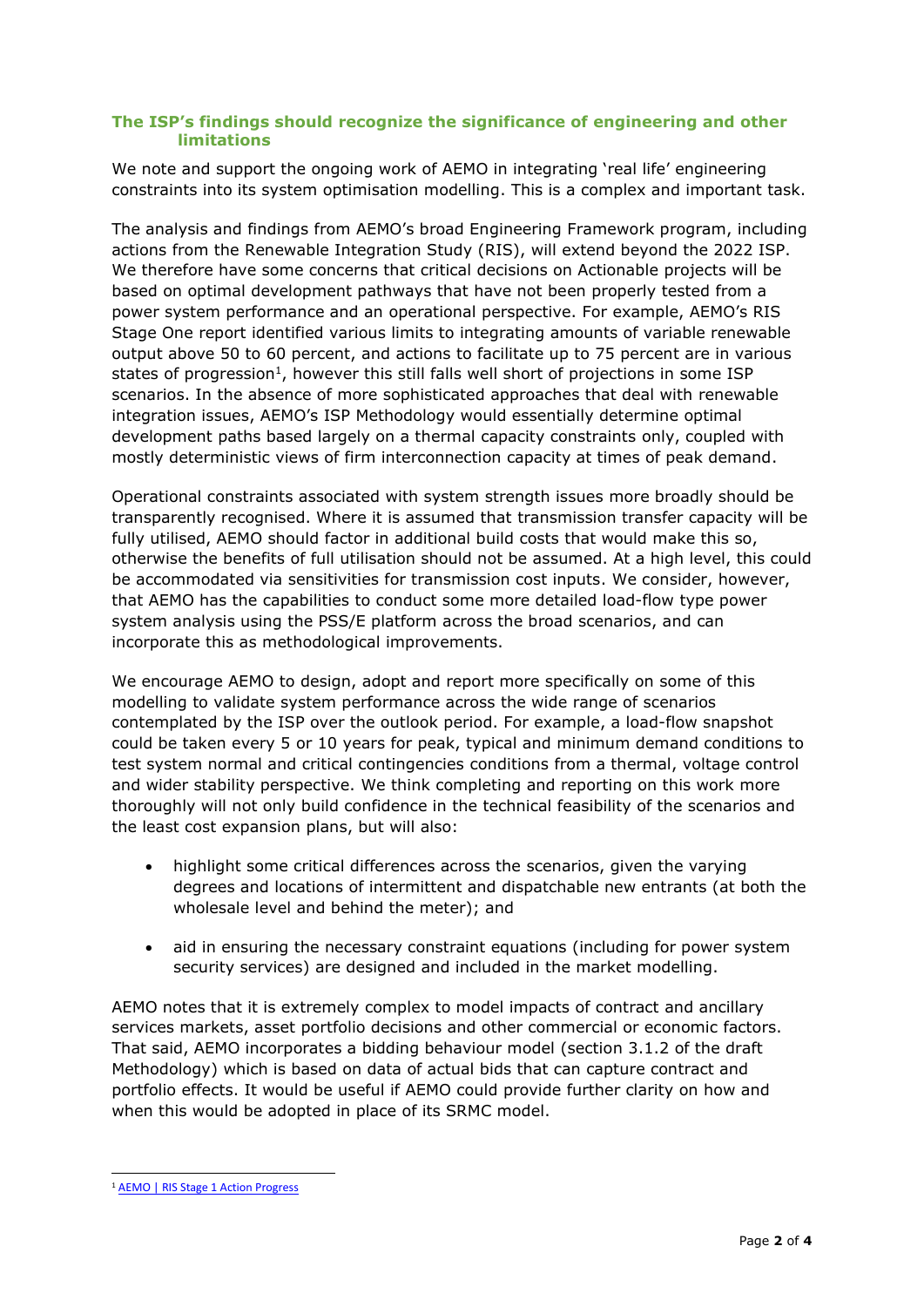## The ISP's findings should recognize the significance of engineering and other limitations

We note and support the ongoing work of AEMO in integrating 'real life' engineering constraints into its system optimisation modelling. This is a complex and important task.

The analysis and findings from AEMO's broad Engineering Framework program, including actions from the Renewable Integration Study (RIS), will extend beyond the 2022 ISP. We therefore have some concerns that critical decisions on Actionable projects will be based on optimal development pathways that have not been properly tested from a power system performance and an operational perspective. For example, AEMO's RIS Stage One report identified various limits to integrating amounts of variable renewable output above 50 to 60 percent, and actions to facilitate up to 75 percent are in various states of progression[1], however this still falls well short of projections in some ISP scenarios. In the absence of more sophisticated approaches that deal with renewable integration issues, AEMO's ISP Methodology would essentially determine optimal development paths based largely on a thermal capacity constraints only, coupled with mostly deterministic views of firm interconnection capacity at times of peak demand.

Operational constraints associated with system strength issues more broadly should be transparently recognised. Where it is assumed that transmission transfer capacity will be fully utilised, AEMO should factor in additional build costs that would make this so, otherwise the benefits of full utilisation should not be assumed. At a high level, this could be accommodated via sensitivities for transmission cost inputs. We consider, however, that AEMO has the capabilities to conduct some more detailed load-flow type power system analysis using the PSS/E platform across the broad scenarios, and can incorporate this as methodological improvements.

We encourage AEMO to design, adopt and report more specifically on some of this modelling to validate system performance across the wide range of scenarios contemplated by the ISP over the outlook period. For example, a load-flow snapshot could be taken every 5 or 10 years for peak, typical and minimum demand conditions to test system normal and critical contingencies conditions from a thermal, voltage control and wider stability perspective. We think completing and reporting on this work more thoroughly will not only build confidence in the technical feasibility of the scenarios and the least cost expansion plans, but will also:

- highlight some critical differences across the scenarios, given the varying degrees and locations of intermittent and dispatchable new entrants (at both the wholesale level and behind the meter); and
- aid in ensuring the necessary constraint equations (including for power system security services) are designed and included in the market modelling.

AEMO notes that it is extremely complex to model impacts of contract and ancillary services markets, asset portfolio decisions and other commercial or economic factors. That said, AEMO incorporates a bidding behaviour model (section 3.1.2 of the draft Methodology) which is based on data of actual bids that can capture contract and portfolio effects. It would be useful if AEMO could provide further clarity on how and when this would be adopted in place of its SRMC model.

[1] AEMO | RIS Stage 1 Action Progress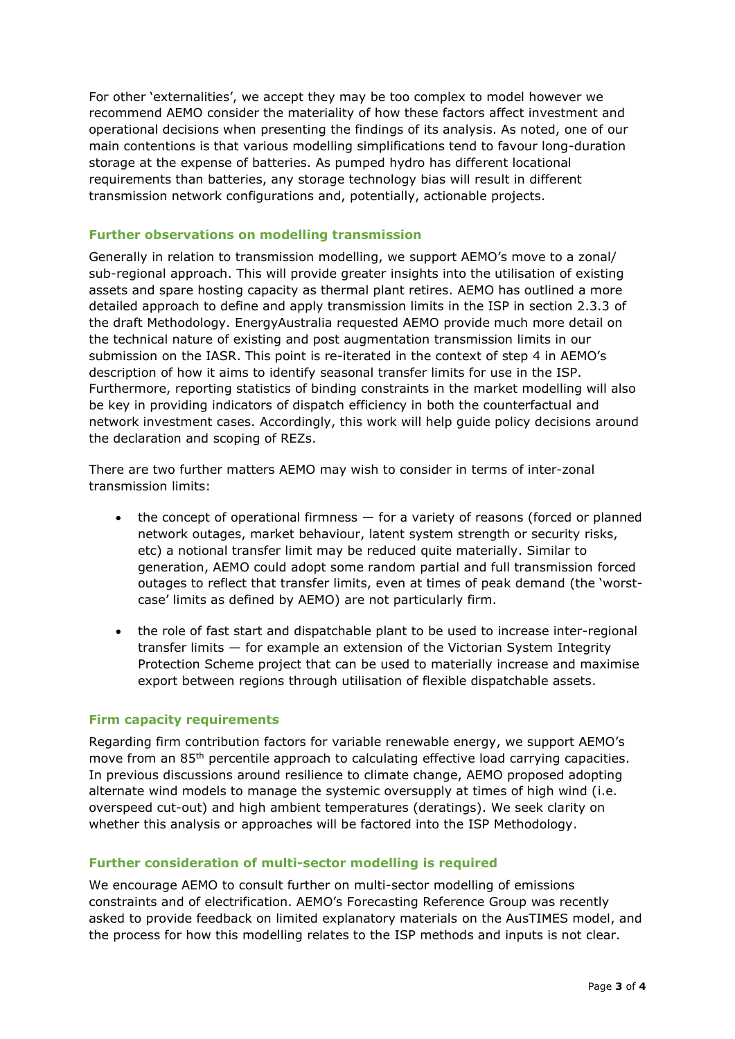For other 'externalities', we accept they may be too complex to model however we recommend AEMO consider the materiality of how these factors affect investment and operational decisions when presenting the findings of its analysis. As noted, one of our main contentions is that various modelling simplifications tend to favour long-duration storage at the expense of batteries. As pumped hydro has different locational requirements than batteries, any storage technology bias will result in different transmission network configurations and, potentially, actionable projects.

## Further observations on modelling transmission

Generally in relation to transmission modelling, we support AEMO's move to a zonal/ sub-regional approach. This will provide greater insights into the utilisation of existing assets and spare hosting capacity as thermal plant retires. AEMO has outlined a more detailed approach to define and apply transmission limits in the ISP in section 2.3.3 of the draft Methodology. EnergyAustralia requested AEMO provide much more detail on the technical nature of existing and post augmentation transmission limits in our submission on the IASR. This point is re-iterated in the context of step 4 in AEMO's description of how it aims to identify seasonal transfer limits for use in the ISP. Furthermore, reporting statistics of binding constraints in the market modelling will also be key in providing indicators of dispatch efficiency in both the counterfactual and network investment cases. Accordingly, this work will help guide policy decisions around the declaration and scoping of REZs.

There are two further matters AEMO may wish to consider in terms of inter-zonal transmission limits:

- the concept of operational firmness — for a variety of reasons (forced or planned network outages, market behaviour, latent system strength or security risks, etc) a notional transfer limit may be reduced quite materially. Similar to generation, AEMO could adopt some random partial and full transmission forced outages to reflect that transfer limits, even at times of peak demand (the 'worst-case' limits as defined by AEMO) are not particularly firm.
- the role of fast start and dispatchable plant to be used to increase inter-regional transfer limits — for example an extension of the Victorian System Integrity Protection Scheme project that can be used to materially increase and maximise export between regions through utilisation of flexible dispatchable assets.

## Firm capacity requirements

Regarding firm contribution factors for variable renewable energy, we support AEMO's move from an 85th percentile approach to calculating effective load carrying capacities. In previous discussions around resilience to climate change, AEMO proposed adopting alternate wind models to manage the systemic oversupply at times of high wind (i.e. overspeed cut-out) and high ambient temperatures (deratings). We seek clarity on whether this analysis or approaches will be factored into the ISP Methodology.

## Further consideration of multi-sector modelling is required

We encourage AEMO to consult further on multi-sector modelling of emissions constraints and of electrification. AEMO's Forecasting Reference Group was recently asked to provide feedback on limited explanatory materials on the AusTIMES model, and the process for how this modelling relates to the ISP methods and inputs is not clear.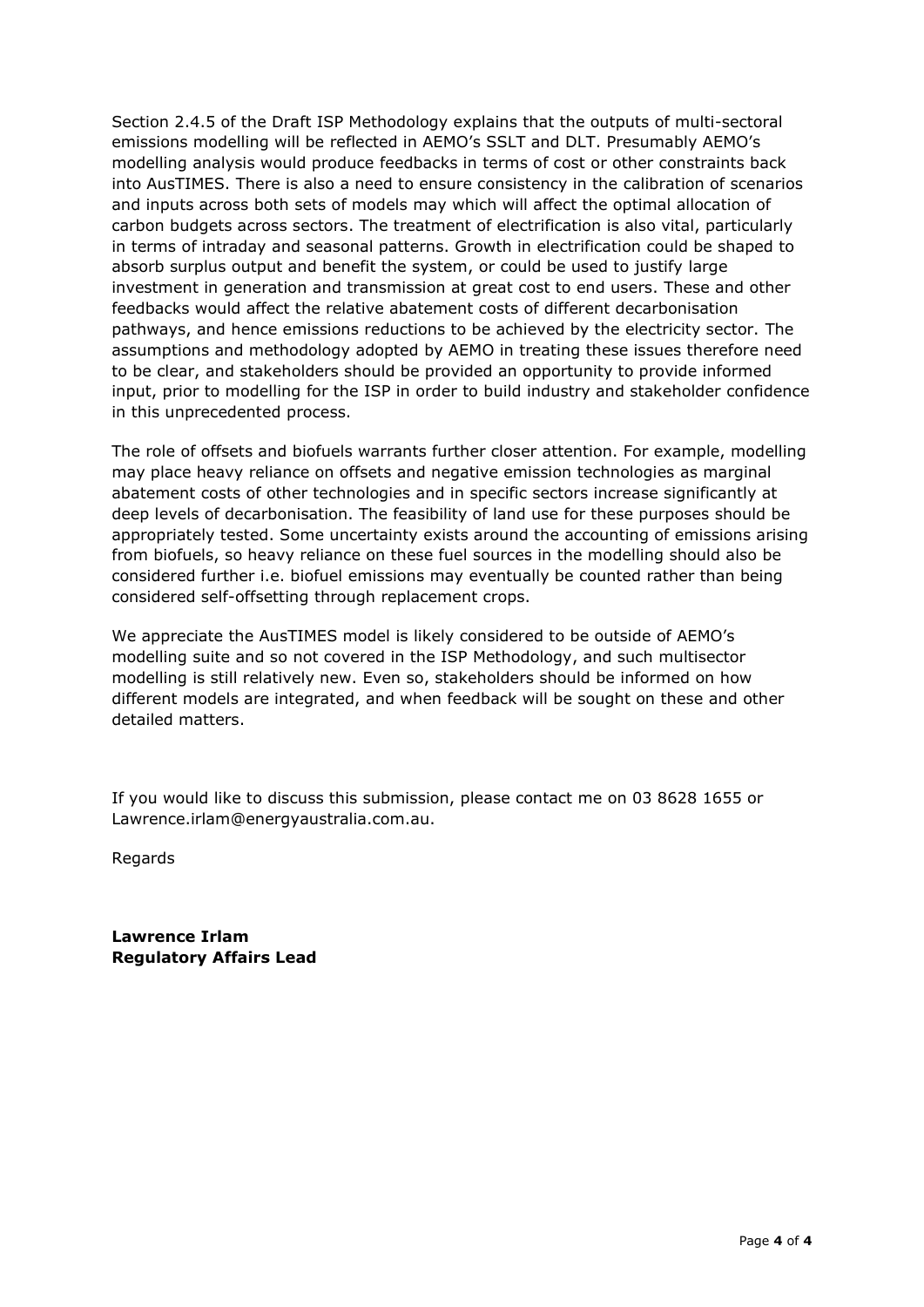Section 2.4.5 of the Draft ISP Methodology explains that the outputs of multi-sectoral emissions modelling will be reflected in AEMO's SSLT and DLT. Presumably AEMO's modelling analysis would produce feedbacks in terms of cost or other constraints back into AusTIMES. There is also a need to ensure consistency in the calibration of scenarios and inputs across both sets of models may which will affect the optimal allocation of carbon budgets across sectors. The treatment of electrification is also vital, particularly in terms of intraday and seasonal patterns. Growth in electrification could be shaped to absorb surplus output and benefit the system, or could be used to justify large investment in generation and transmission at great cost to end users. These and other feedbacks would affect the relative abatement costs of different decarbonisation pathways, and hence emissions reductions to be achieved by the electricity sector. The assumptions and methodology adopted by AEMO in treating these issues therefore need to be clear, and stakeholders should be provided an opportunity to provide informed input, prior to modelling for the ISP in order to build industry and stakeholder confidence in this unprecedented process.

The role of offsets and biofuels warrants further closer attention. For example, modelling may place heavy reliance on offsets and negative emission technologies as marginal abatement costs of other technologies and in specific sectors increase significantly at deep levels of decarbonisation. The feasibility of land use for these purposes should be appropriately tested. Some uncertainty exists around the accounting of emissions arising from biofuels, so heavy reliance on these fuel sources in the modelling should also be considered further i.e. biofuel emissions may eventually be counted rather than being considered self-offsetting through replacement crops.

We appreciate the AusTIMES model is likely considered to be outside of AEMO's modelling suite and so not covered in the ISP Methodology, and such multisector modelling is still relatively new. Even so, stakeholders should be informed on how different models are integrated, and when feedback will be sought on these and other detailed matters.

If you would like to discuss this submission, please contact me on 03 8628 1655 or Lawrence.irlam@energyaustralia.com.au.

Regards

**Lawrence Irlam**
**Regulatory Affairs Lead**